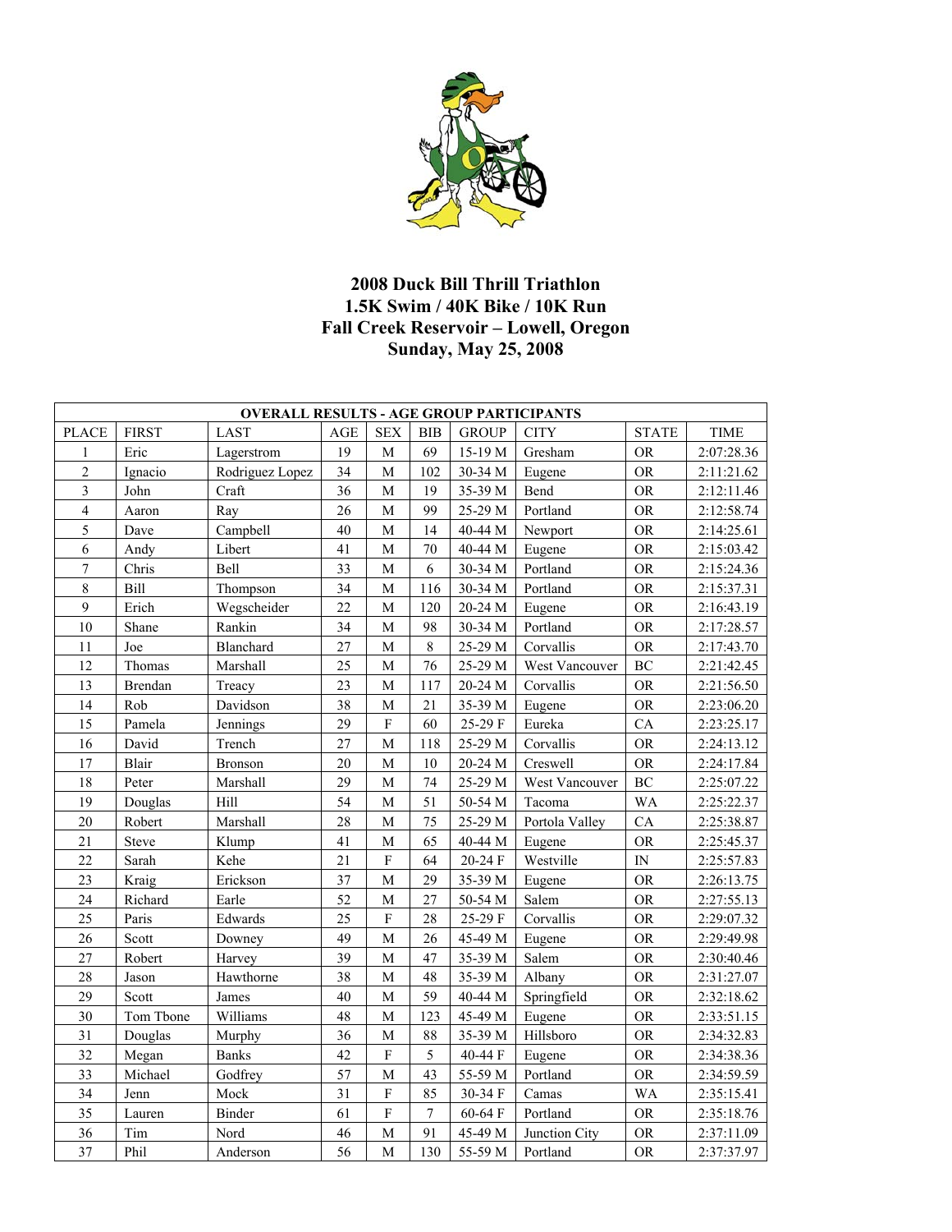# 2008 Duck Bill Thrill Triathlon

## 1.5K Swim / 40K Bike / 10K Run

## Fall Creek Reservoir – Lowell, Oregon

## Sunday, May 25, 2008

| OVERALL RESULTS - AGE GROUP PARTICIPANTS | | | | | | | | | |
|---|---|---|---|---|---|---|---|---|---|
| PLACE | FIRST | LAST | AGE | SEX | BIB | GROUP | CITY | STATE | TIME |
| 1 | Eric | Lagerstrom | 19 | M | 69 | 15-19 M | Gresham | OR | 2:07:28.36 |
| 2 | Ignacio | Rodriguez Lopez | 34 | M | 102 | 30-34 M | Eugene | OR | 2:11:21.62 |
| 3 | John | Craft | 36 | M | 19 | 35-39 M | Bend | OR | 2:12:11.46 |
| 4 | Aaron | Ray | 26 | M | 99 | 25-29 M | Portland | OR | 2:12:58.74 |
| 5 | Dave | Campbell | 40 | M | 14 | 40-44 M | Newport | OR | 2:14:25.61 |
| 6 | Andy | Libert | 41 | M | 70 | 40-44 M | Eugene | OR | 2:15:03.42 |
| 7 | Chris | Bell | 33 | M | 6 | 30-34 M | Portland | OR | 2:15:24.36 |
| 8 | Bill | Thompson | 34 | M | 116 | 30-34 M | Portland | OR | 2:15:37.31 |
| 9 | Erich | Wegscheider | 22 | M | 120 | 20-24 M | Eugene | OR | 2:16:43.19 |
| 10 | Shane | Rankin | 34 | M | 98 | 30-34 M | Portland | OR | 2:17:28.57 |
| 11 | Joe | Blanchard | 27 | M | 8 | 25-29 M | Corvallis | OR | 2:17:43.70 |
| 12 | Thomas | Marshall | 25 | M | 76 | 25-29 M | West Vancouver | BC | 2:21:42.45 |
| 13 | Brendan | Treacy | 23 | M | 117 | 20-24 M | Corvallis | OR | 2:21:56.50 |
| 14 | Rob | Davidson | 38 | M | 21 | 35-39 M | Eugene | OR | 2:23:06.20 |
| 15 | Pamela | Jennings | 29 | F | 60 | 25-29 F | Eureka | CA | 2:23:25.17 |
| 16 | David | Trench | 27 | M | 118 | 25-29 M | Corvallis | OR | 2:24:13.12 |
| 17 | Blair | Bronson | 20 | M | 10 | 20-24 M | Creswell | OR | 2:24:17.84 |
| 18 | Peter | Marshall | 29 | M | 74 | 25-29 M | West Vancouver | BC | 2:25:07.22 |
| 19 | Douglas | Hill | 54 | M | 51 | 50-54 M | Tacoma | WA | 2:25:22.37 |
| 20 | Robert | Marshall | 28 | M | 75 | 25-29 M | Portola Valley | CA | 2:25:38.87 |
| 21 | Steve | Klump | 41 | M | 65 | 40-44 M | Eugene | OR | 2:25:45.37 |
| 22 | Sarah | Kehe | 21 | F | 64 | 20-24 F | Westville | IN | 2:25:57.83 |
| 23 | Kraig | Erickson | 37 | M | 29 | 35-39 M | Eugene | OR | 2:26:13.75 |
| 24 | Richard | Earle | 52 | M | 27 | 50-54 M | Salem | OR | 2:27:55.13 |
| 25 | Paris | Edwards | 25 | F | 28 | 25-29 F | Corvallis | OR | 2:29:07.32 |
| 26 | Scott | Downey | 49 | M | 26 | 45-49 M | Eugene | OR | 2:29:49.98 |
| 27 | Robert | Harvey | 39 | M | 47 | 35-39 M | Salem | OR | 2:30:40.46 |
| 28 | Jason | Hawthorne | 38 | M | 48 | 35-39 M | Albany | OR | 2:31:27.07 |
| 29 | Scott | James | 40 | M | 59 | 40-44 M | Springfield | OR | 2:32:18.62 |
| 30 | Tom Tbone | Williams | 48 | M | 123 | 45-49 M | Eugene | OR | 2:33:51.15 |
| 31 | Douglas | Murphy | 36 | M | 88 | 35-39 M | Hillsboro | OR | 2:34:32.83 |
| 32 | Megan | Banks | 42 | F | 5 | 40-44 F | Eugene | OR | 2:34:38.36 |
| 33 | Michael | Godfrey | 57 | M | 43 | 55-59 M | Portland | OR | 2:34:59.59 |
| 34 | Jenn | Mock | 31 | F | 85 | 30-34 F | Camas | WA | 2:35:15.41 |
| 35 | Lauren | Binder | 61 | F | 7 | 60-64 F | Portland | OR | 2:35:18.76 |
| 36 | Tim | Nord | 46 | M | 91 | 45-49 M | Junction City | OR | 2:37:11.09 |
| 37 | Phil | Anderson | 56 | M | 130 | 55-59 M | Portland | OR | 2:37:37.97 |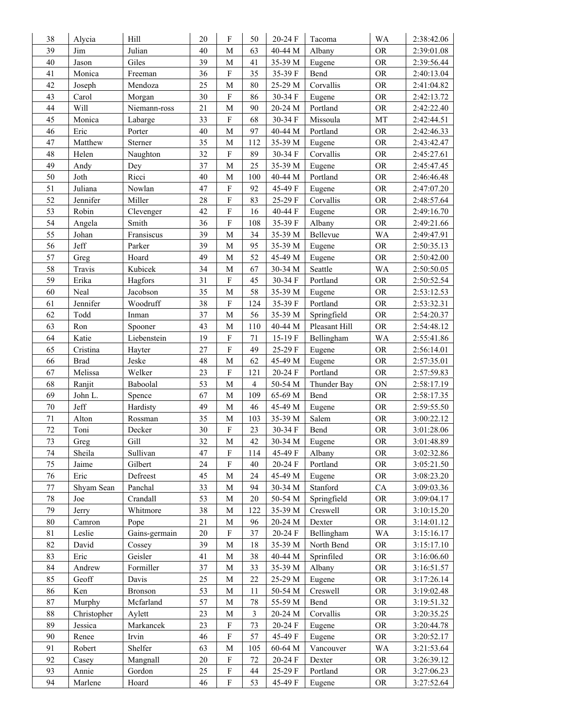| | | | | | | | | | |
|---|---|---|---|---|---|---|---|---|---|
| 38 | Alycia | Hill | 20 | F | 50 | 20-24 F | Tacoma | WA | 2:38:42.06 |
| 39 | Jim | Julian | 40 | M | 63 | 40-44 M | Albany | OR | 2:39:01.08 |
| 40 | Jason | Giles | 39 | M | 41 | 35-39 M | Eugene | OR | 2:39:56.44 |
| 41 | Monica | Freeman | 36 | F | 35 | 35-39 F | Bend | OR | 2:40:13.04 |
| 42 | Joseph | Mendoza | 25 | M | 80 | 25-29 M | Corvallis | OR | 2:41:04.82 |
| 43 | Carol | Morgan | 30 | F | 86 | 30-34 F | Eugene | OR | 2:42:13.72 |
| 44 | Will | Niemann-ross | 21 | M | 90 | 20-24 M | Portland | OR | 2:42:22.40 |
| 45 | Monica | Labarge | 33 | F | 68 | 30-34 F | Missoula | MT | 2:42:44.51 |
| 46 | Eric | Porter | 40 | M | 97 | 40-44 M | Portland | OR | 2:42:46.33 |
| 47 | Matthew | Sterner | 35 | M | 112 | 35-39 M | Eugene | OR | 2:43:42.47 |
| 48 | Helen | Naughton | 32 | F | 89 | 30-34 F | Corvallis | OR | 2:45:27.61 |
| 49 | Andy | Dey | 37 | M | 25 | 35-39 M | Eugene | OR | 2:45:47.45 |
| 50 | Joth | Ricci | 40 | M | 100 | 40-44 M | Portland | OR | 2:46:46.48 |
| 51 | Juliana | Nowlan | 47 | F | 92 | 45-49 F | Eugene | OR | 2:47:07.20 |
| 52 | Jennifer | Miller | 28 | F | 83 | 25-29 F | Corvallis | OR | 2:48:57.64 |
| 53 | Robin | Clevenger | 42 | F | 16 | 40-44 F | Eugene | OR | 2:49:16.70 |
| 54 | Angela | Smith | 36 | F | 108 | 35-39 F | Albany | OR | 2:49:21.66 |
| 55 | Johan | Fransiscus | 39 | M | 34 | 35-39 M | Bellevue | WA | 2:49:47.91 |
| 56 | Jeff | Parker | 39 | M | 95 | 35-39 M | Eugene | OR | 2:50:35.13 |
| 57 | Greg | Hoard | 49 | M | 52 | 45-49 M | Eugene | OR | 2:50:42.00 |
| 58 | Travis | Kubicek | 34 | M | 67 | 30-34 M | Seattle | WA | 2:50:50.05 |
| 59 | Erika | Hagfors | 31 | F | 45 | 30-34 F | Portland | OR | 2:50:52.54 |
| 60 | Neal | Jacobson | 35 | M | 58 | 35-39 M | Eugene | OR | 2:53:12.53 |
| 61 | Jennifer | Woodruff | 38 | F | 124 | 35-39 F | Portland | OR | 2:53:32.31 |
| 62 | Todd | Inman | 37 | M | 56 | 35-39 M | Springfield | OR | 2:54:20.37 |
| 63 | Ron | Spooner | 43 | M | 110 | 40-44 M | Pleasant Hill | OR | 2:54:48.12 |
| 64 | Katie | Liebenstein | 19 | F | 71 | 15-19 F | Bellingham | WA | 2:55:41.86 |
| 65 | Cristina | Hayter | 27 | F | 49 | 25-29 F | Eugene | OR | 2:56:14.01 |
| 66 | Brad | Jeske | 48 | M | 62 | 45-49 M | Eugene | OR | 2:57:35.01 |
| 67 | Melissa | Welker | 23 | F | 121 | 20-24 F | Portland | OR | 2:57:59.83 |
| 68 | Ranjit | Baboolal | 53 | M | 4 | 50-54 M | Thunder Bay | ON | 2:58:17.19 |
| 69 | John L. | Spence | 67 | M | 109 | 65-69 M | Bend | OR | 2:58:17.35 |
| 70 | Jeff | Hardisty | 49 | M | 46 | 45-49 M | Eugene | OR | 2:59:55.50 |
| 71 | Alton | Rossman | 35 | M | 103 | 35-39 M | Salem | OR | 3:00:22.12 |
| 72 | Toni | Decker | 30 | F | 23 | 30-34 F | Bend | OR | 3:01:28.06 |
| 73 | Greg | Gill | 32 | M | 42 | 30-34 M | Eugene | OR | 3:01:48.89 |
| 74 | Sheila | Sullivan | 47 | F | 114 | 45-49 F | Albany | OR | 3:02:32.86 |
| 75 | Jaime | Gilbert | 24 | F | 40 | 20-24 F | Portland | OR | 3:05:21.50 |
| 76 | Eric | Defreest | 45 | M | 24 | 45-49 M | Eugene | OR | 3:08:23.20 |
| 77 | Shyam Sean | Panchal | 33 | M | 94 | 30-34 M | Stanford | CA | 3:09:03.36 |
| 78 | Joe | Crandall | 53 | M | 20 | 50-54 M | Springfield | OR | 3:09:04.17 |
| 79 | Jerry | Whitmore | 38 | M | 122 | 35-39 M | Creswell | OR | 3:10:15.20 |
| 80 | Camron | Pope | 21 | M | 96 | 20-24 M | Dexter | OR | 3:14:01.12 |
| 81 | Leslie | Gains-germain | 20 | F | 37 | 20-24 F | Bellingham | WA | 3:15:16.17 |
| 82 | David | Cossey | 39 | M | 18 | 35-39 M | North Bend | OR | 3:15:17.10 |
| 83 | Eric | Geisler | 41 | M | 38 | 40-44 M | Sprinfiled | OR | 3:16:06.60 |
| 84 | Andrew | Formiller | 37 | M | 33 | 35-39 M | Albany | OR | 3:16:51.57 |
| 85 | Geoff | Davis | 25 | M | 22 | 25-29 M | Eugene | OR | 3:17:26.14 |
| 86 | Ken | Bronson | 53 | M | 11 | 50-54 M | Creswell | OR | 3:19:02.48 |
| 87 | Murphy | Mcfarland | 57 | M | 78 | 55-59 M | Bend | OR | 3:19:51.32 |
| 88 | Christopher | Aylett | 23 | M | 3 | 20-24 M | Corvallis | OR | 3:20:35.25 |
| 89 | Jessica | Markancek | 23 | F | 73 | 20-24 F | Eugene | OR | 3:20:44.78 |
| 90 | Renee | Irvin | 46 | F | 57 | 45-49 F | Eugene | OR | 3:20:52.17 |
| 91 | Robert | Shelfer | 63 | M | 105 | 60-64 M | Vancouver | WA | 3:21:53.64 |
| 92 | Casey | Mangnall | 20 | F | 72 | 20-24 F | Dexter | OR | 3:26:39.12 |
| 93 | Annie | Gordon | 25 | F | 44 | 25-29 F | Portland | OR | 3:27:06.23 |
| 94 | Marlene | Hoard | 46 | F | 53 | 45-49 F | Eugene | OR | 3:27:52.64 |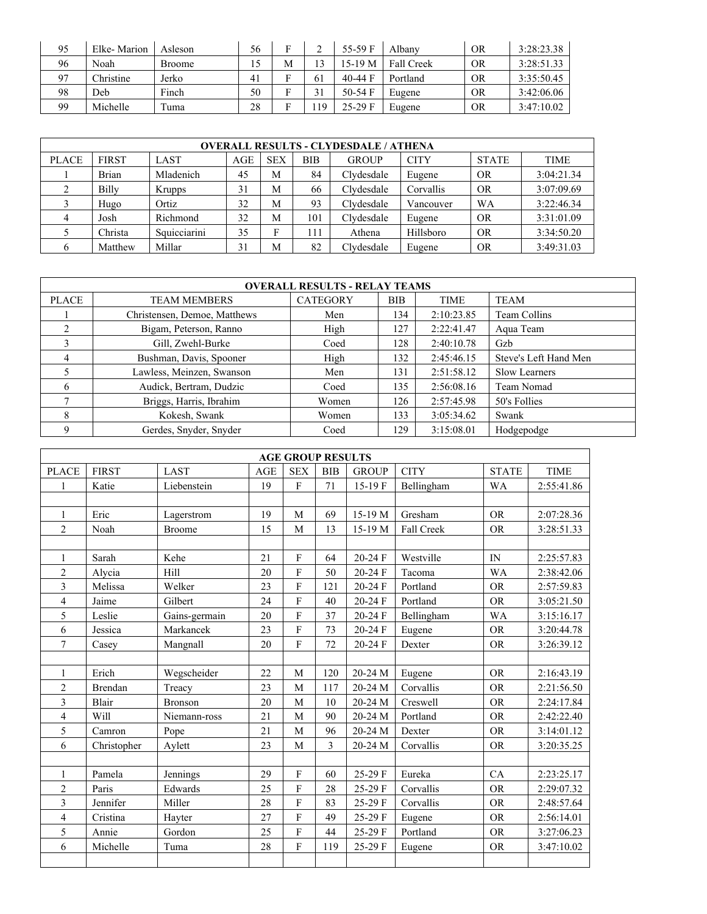| | | | | | | | | | |
|---|---|---|---|---|---|---|---|---|---|
| 95 | Elke- Marion | Asleson | 56 | F | 2 | 55-59 F | Albany | OR | 3:28:23.38 |
| 96 | Noah | Broome | 15 | M | 13 | 15-19 M | Fall Creek | OR | 3:28:51.33 |
| 97 | Christine | Jerko | 41 | F | 61 | 40-44 F | Portland | OR | 3:35:50.45 |
| 98 | Deb | Finch | 50 | F | 31 | 50-54 F | Eugene | OR | 3:42:06.06 |
| 99 | Michelle | Tuma | 28 | F | 119 | 25-29 F | Eugene | OR | 3:47:10.02 |

**OVERALL RESULTS - CLYDESDALE / ATHENA**

| PLACE | FIRST | LAST | AGE | SEX | BIB | GROUP | CITY | STATE | TIME |
|---|---|---|---|---|---|---|---|---|---|
| 1 | Brian | Mladenich | 45 | M | 84 | Clydesdale | Eugene | OR | 3:04:21.34 |
| 2 | Billy | Krupps | 31 | M | 66 | Clydesdale | Corvallis | OR | 3:07:09.69 |
| 3 | Hugo | Ortiz | 32 | M | 93 | Clydesdale | Vancouver | WA | 3:22:46.34 |
| 4 | Josh | Richmond | 32 | M | 101 | Clydesdale | Eugene | OR | 3:31:01.09 |
| 5 | Christa | Squicciarini | 35 | F | 111 | Athena | Hillsboro | OR | 3:34:50.20 |
| 6 | Matthew | Millar | 31 | M | 82 | Clydesdale | Eugene | OR | 3:49:31.03 |

**OVERALL RESULTS - RELAY TEAMS**

| PLACE | TEAM MEMBERS | CATEGORY | BIB | TIME | TEAM |
|---|---|---|---|---|---|
| 1 | Christensen, Demoe, Matthews | Men | 134 | 2:10:23.85 | Team Collins |
| 2 | Bigam, Peterson, Ranno | High | 127 | 2:22:41.47 | Aqua Team |
| 3 | Gill, Zwehl-Burke | Coed | 128 | 2:40:10.78 | Gzb |
| 4 | Bushman, Davis, Spooner | High | 132 | 2:45:46.15 | Steve's Left Hand Men |
| 5 | Lawless, Meinzen, Swanson | Men | 131 | 2:51:58.12 | Slow Learners |
| 6 | Audick, Bertram, Dudzic | Coed | 135 | 2:56:08.16 | Team Nomad |
| 7 | Briggs, Harris, Ibrahim | Women | 126 | 2:57:45.98 | 50's Follies |
| 8 | Kokesh, Swank | Women | 133 | 3:05:34.62 | Swank |
| 9 | Gerdes, Snyder, Snyder | Coed | 129 | 3:15:08.01 | Hodgepodge |

**AGE GROUP RESULTS**

| PLACE | FIRST | LAST | AGE | SEX | BIB | GROUP | CITY | STATE | TIME |
|---|---|---|---|---|---|---|---|---|---|
| 1 | Katie | Liebenstein | 19 | F | 71 | 15-19 F | Bellingham | WA | 2:55:41.86 |
| | | | | | | | | | |
| 1 | Eric | Lagerstrom | 19 | M | 69 | 15-19 M | Gresham | OR | 2:07:28.36 |
| 2 | Noah | Broome | 15 | M | 13 | 15-19 M | Fall Creek | OR | 3:28:51.33 |
| | | | | | | | | | |
| 1 | Sarah | Kehe | 21 | F | 64 | 20-24 F | Westville | IN | 2:25:57.83 |
| 2 | Alycia | Hill | 20 | F | 50 | 20-24 F | Tacoma | WA | 2:38:42.06 |
| 3 | Melissa | Welker | 23 | F | 121 | 20-24 F | Portland | OR | 2:57:59.83 |
| 4 | Jaime | Gilbert | 24 | F | 40 | 20-24 F | Portland | OR | 3:05:21.50 |
| 5 | Leslie | Gains-germain | 20 | F | 37 | 20-24 F | Bellingham | WA | 3:15:16.17 |
| 6 | Jessica | Markancek | 23 | F | 73 | 20-24 F | Eugene | OR | 3:20:44.78 |
| 7 | Casey | Mangnall | 20 | F | 72 | 20-24 F | Dexter | OR | 3:26:39.12 |
| | | | | | | | | | |
| 1 | Erich | Wegscheider | 22 | M | 120 | 20-24 M | Eugene | OR | 2:16:43.19 |
| 2 | Brendan | Treacy | 23 | M | 117 | 20-24 M | Corvallis | OR | 2:21:56.50 |
| 3 | Blair | Bronson | 20 | M | 10 | 20-24 M | Creswell | OR | 2:24:17.84 |
| 4 | Will | Niemann-ross | 21 | M | 90 | 20-24 M | Portland | OR | 2:42:22.40 |
| 5 | Camron | Pope | 21 | M | 96 | 20-24 M | Dexter | OR | 3:14:01.12 |
| 6 | Christopher | Aylett | 23 | M | 3 | 20-24 M | Corvallis | OR | 3:20:35.25 |
| | | | | | | | | | |
| 1 | Pamela | Jennings | 29 | F | 60 | 25-29 F | Eureka | CA | 2:23:25.17 |
| 2 | Paris | Edwards | 25 | F | 28 | 25-29 F | Corvallis | OR | 2:29:07.32 |
| 3 | Jennifer | Miller | 28 | F | 83 | 25-29 F | Corvallis | OR | 2:48:57.64 |
| 4 | Cristina | Hayter | 27 | F | 49 | 25-29 F | Eugene | OR | 2:56:14.01 |
| 5 | Annie | Gordon | 25 | F | 44 | 25-29 F | Portland | OR | 3:27:06.23 |
| 6 | Michelle | Tuma | 28 | F | 119 | 25-29 F | Eugene | OR | 3:47:10.02 |
| | | | | | | | | | |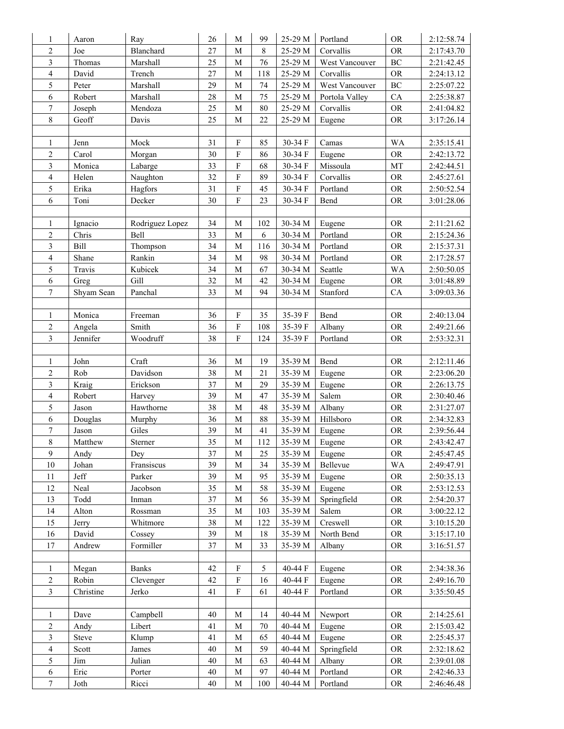| | | | | | | | | | |
|---|---|---|---|---|---|---|---|---|---|
| 1 | Aaron | Ray | 26 | M | 99 | 25-29 M | Portland | OR | 2:12:58.74 |
| 2 | Joe | Blanchard | 27 | M | 8 | 25-29 M | Corvallis | OR | 2:17:43.70 |
| 3 | Thomas | Marshall | 25 | M | 76 | 25-29 M | West Vancouver | BC | 2:21:42.45 |
| 4 | David | Trench | 27 | M | 118 | 25-29 M | Corvallis | OR | 2:24:13.12 |
| 5 | Peter | Marshall | 29 | M | 74 | 25-29 M | West Vancouver | BC | 2:25:07.22 |
| 6 | Robert | Marshall | 28 | M | 75 | 25-29 M | Portola Valley | CA | 2:25:38.87 |
| 7 | Joseph | Mendoza | 25 | M | 80 | 25-29 M | Corvallis | OR | 2:41:04.82 |
| 8 | Geoff | Davis | 25 | M | 22 | 25-29 M | Eugene | OR | 3:17:26.14 |
| | | | | | | | | | |
| 1 | Jenn | Mock | 31 | F | 85 | 30-34 F | Camas | WA | 2:35:15.41 |
| 2 | Carol | Morgan | 30 | F | 86 | 30-34 F | Eugene | OR | 2:42:13.72 |
| 3 | Monica | Labarge | 33 | F | 68 | 30-34 F | Missoula | MT | 2:42:44.51 |
| 4 | Helen | Naughton | 32 | F | 89 | 30-34 F | Corvallis | OR | 2:45:27.61 |
| 5 | Erika | Hagfors | 31 | F | 45 | 30-34 F | Portland | OR | 2:50:52.54 |
| 6 | Toni | Decker | 30 | F | 23 | 30-34 F | Bend | OR | 3:01:28.06 |
| | | | | | | | | | |
| 1 | Ignacio | Rodriguez Lopez | 34 | M | 102 | 30-34 M | Eugene | OR | 2:11:21.62 |
| 2 | Chris | Bell | 33 | M | 6 | 30-34 M | Portland | OR | 2:15:24.36 |
| 3 | Bill | Thompson | 34 | M | 116 | 30-34 M | Portland | OR | 2:15:37.31 |
| 4 | Shane | Rankin | 34 | M | 98 | 30-34 M | Portland | OR | 2:17:28.57 |
| 5 | Travis | Kubicek | 34 | M | 67 | 30-34 M | Seattle | WA | 2:50:50.05 |
| 6 | Greg | Gill | 32 | M | 42 | 30-34 M | Eugene | OR | 3:01:48.89 |
| 7 | Shyam Sean | Panchal | 33 | M | 94 | 30-34 M | Stanford | CA | 3:09:03.36 |
| | | | | | | | | | |
| 1 | Monica | Freeman | 36 | F | 35 | 35-39 F | Bend | OR | 2:40:13.04 |
| 2 | Angela | Smith | 36 | F | 108 | 35-39 F | Albany | OR | 2:49:21.66 |
| 3 | Jennifer | Woodruff | 38 | F | 124 | 35-39 F | Portland | OR | 2:53:32.31 |
| | | | | | | | | | |
| 1 | John | Craft | 36 | M | 19 | 35-39 M | Bend | OR | 2:12:11.46 |
| 2 | Rob | Davidson | 38 | M | 21 | 35-39 M | Eugene | OR | 2:23:06.20 |
| 3 | Kraig | Erickson | 37 | M | 29 | 35-39 M | Eugene | OR | 2:26:13.75 |
| 4 | Robert | Harvey | 39 | M | 47 | 35-39 M | Salem | OR | 2:30:40.46 |
| 5 | Jason | Hawthorne | 38 | M | 48 | 35-39 M | Albany | OR | 2:31:27.07 |
| 6 | Douglas | Murphy | 36 | M | 88 | 35-39 M | Hillsboro | OR | 2:34:32.83 |
| 7 | Jason | Giles | 39 | M | 41 | 35-39 M | Eugene | OR | 2:39:56.44 |
| 8 | Matthew | Sterner | 35 | M | 112 | 35-39 M | Eugene | OR | 2:43:42.47 |
| 9 | Andy | Dey | 37 | M | 25 | 35-39 M | Eugene | OR | 2:45:47.45 |
| 10 | Johan | Fransiscus | 39 | M | 34 | 35-39 M | Bellevue | WA | 2:49:47.91 |
| 11 | Jeff | Parker | 39 | M | 95 | 35-39 M | Eugene | OR | 2:50:35.13 |
| 12 | Neal | Jacobson | 35 | M | 58 | 35-39 M | Eugene | OR | 2:53:12.53 |
| 13 | Todd | Inman | 37 | M | 56 | 35-39 M | Springfield | OR | 2:54:20.37 |
| 14 | Alton | Rossman | 35 | M | 103 | 35-39 M | Salem | OR | 3:00:22.12 |
| 15 | Jerry | Whitmore | 38 | M | 122 | 35-39 M | Creswell | OR | 3:10:15.20 |
| 16 | David | Cossey | 39 | M | 18 | 35-39 M | North Bend | OR | 3:15:17.10 |
| 17 | Andrew | Formiller | 37 | M | 33 | 35-39 M | Albany | OR | 3:16:51.57 |
| | | | | | | | | | |
| 1 | Megan | Banks | 42 | F | 5 | 40-44 F | Eugene | OR | 2:34:38.36 |
| 2 | Robin | Clevenger | 42 | F | 16 | 40-44 F | Eugene | OR | 2:49:16.70 |
| 3 | Christine | Jerko | 41 | F | 61 | 40-44 F | Portland | OR | 3:35:50.45 |
| | | | | | | | | | |
| 1 | Dave | Campbell | 40 | M | 14 | 40-44 M | Newport | OR | 2:14:25.61 |
| 2 | Andy | Libert | 41 | M | 70 | 40-44 M | Eugene | OR | 2:15:03.42 |
| 3 | Steve | Klump | 41 | M | 65 | 40-44 M | Eugene | OR | 2:25:45.37 |
| 4 | Scott | James | 40 | M | 59 | 40-44 M | Springfield | OR | 2:32:18.62 |
| 5 | Jim | Julian | 40 | M | 63 | 40-44 M | Albany | OR | 2:39:01.08 |
| 6 | Eric | Porter | 40 | M | 97 | 40-44 M | Portland | OR | 2:42:46.33 |
| 7 | Joth | Ricci | 40 | M | 100 | 40-44 M | Portland | OR | 2:46:46.48 |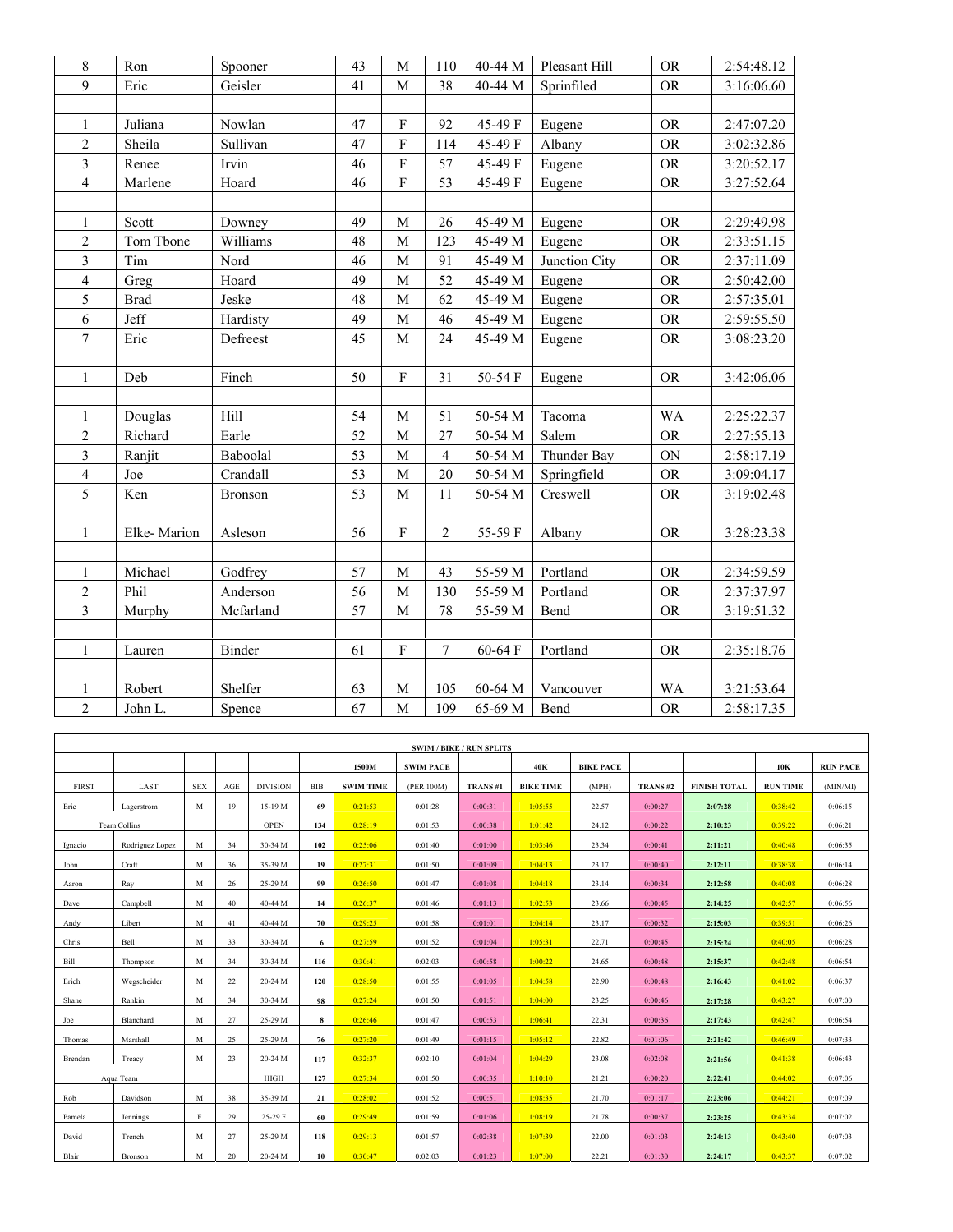| | | | | | | | | | |
|---|---|---|---|---|---|---|---|---|---|
| 8 | Ron | Spooner | 43 | M | 110 | 40-44 M | Pleasant Hill | OR | 2:54:48.12 |
| 9 | Eric | Geisler | 41 | M | 38 | 40-44 M | Sprinfiled | OR | 3:16:06.60 |
| | | | | | | | | | |
| 1 | Juliana | Nowlan | 47 | F | 92 | 45-49 F | Eugene | OR | 2:47:07.20 |
| 2 | Sheila | Sullivan | 47 | F | 114 | 45-49 F | Albany | OR | 3:02:32.86 |
| 3 | Renee | Irvin | 46 | F | 57 | 45-49 F | Eugene | OR | 3:20:52.17 |
| 4 | Marlene | Hoard | 46 | F | 53 | 45-49 F | Eugene | OR | 3:27:52.64 |
| | | | | | | | | | |
| 1 | Scott | Downey | 49 | M | 26 | 45-49 M | Eugene | OR | 2:29:49.98 |
| 2 | Tom Tbone | Williams | 48 | M | 123 | 45-49 M | Eugene | OR | 2:33:51.15 |
| 3 | Tim | Nord | 46 | M | 91 | 45-49 M | Junction City | OR | 2:37:11.09 |
| 4 | Greg | Hoard | 49 | M | 52 | 45-49 M | Eugene | OR | 2:50:42.00 |
| 5 | Brad | Jeske | 48 | M | 62 | 45-49 M | Eugene | OR | 2:57:35.01 |
| 6 | Jeff | Hardisty | 49 | M | 46 | 45-49 M | Eugene | OR | 2:59:55.50 |
| 7 | Eric | Defreest | 45 | M | 24 | 45-49 M | Eugene | OR | 3:08:23.20 |
| | | | | | | | | | |
| 1 | Deb | Finch | 50 | F | 31 | 50-54 F | Eugene | OR | 3:42:06.06 |
| | | | | | | | | | |
| 1 | Douglas | Hill | 54 | M | 51 | 50-54 M | Tacoma | WA | 2:25:22.37 |
| 2 | Richard | Earle | 52 | M | 27 | 50-54 M | Salem | OR | 2:27:55.13 |
| 3 | Ranjit | Baboolal | 53 | M | 4 | 50-54 M | Thunder Bay | ON | 2:58:17.19 |
| 4 | Joe | Crandall | 53 | M | 20 | 50-54 M | Springfield | OR | 3:09:04.17 |
| 5 | Ken | Bronson | 53 | M | 11 | 50-54 M | Creswell | OR | 3:19:02.48 |
| | | | | | | | | | |
| 1 | Elke- Marion | Asleson | 56 | F | 2 | 55-59 F | Albany | OR | 3:28:23.38 |
| | | | | | | | | | |
| 1 | Michael | Godfrey | 57 | M | 43 | 55-59 M | Portland | OR | 2:34:59.59 |
| 2 | Phil | Anderson | 56 | M | 130 | 55-59 M | Portland | OR | 2:37:37.97 |
| 3 | Murphy | Mcfarland | 57 | M | 78 | 55-59 M | Bend | OR | 3:19:51.32 |
| | | | | | | | | | |
| 1 | Lauren | Binder | 61 | F | 7 | 60-64 F | Portland | OR | 2:35:18.76 |
| | | | | | | | | | |
| 1 | Robert | Shelfer | 63 | M | 105 | 60-64 M | Vancouver | WA | 3:21:53.64 |
| 2 | John L. | Spence | 67 | M | 109 | 65-69 M | Bend | OR | 2:58:17.35 |

**SWIM / BIKE / RUN SPLITS**

| | | | | | | 1500M | SWIM PACE | | 40K | BIKE PACE | | | 10K | RUN PACE |
|---|---|---|---|---|---|---|---|---|---|---|---|---|---|---|
| FIRST | LAST | SEX | AGE | DIVISION | BIB | SWIM TIME | (PER 100M) | TRANS #1 | BIKE TIME | (MPH) | TRANS #2 | FINISH TOTAL | RUN TIME | (MIN/MI) |
| Eric | Lagerstrom | M | 19 | 15-19 M | 69 | 0:21:53 | 0:01:28 | 0:00:31 | 1:05:55 | 22.57 | 0:00:27 | 2:07:28 | 0:38:42 | 0:06:15 |
| Team Collins | | | | OPEN | 134 | 0:28:19 | 0:01:53 | 0:00:38 | 1:01:42 | 24.12 | 0:00:22 | 2:10:23 | 0:39:22 | 0:06:21 |
| Ignacio | Rodriguez Lopez | M | 34 | 30-34 M | 102 | 0:25:06 | 0:01:40 | 0:01:00 | 1:03:46 | 23.34 | 0:00:41 | 2:11:21 | 0:40:48 | 0:06:35 |
| John | Craft | M | 36 | 35-39 M | 19 | 0:27:31 | 0:01:50 | 0:01:09 | 1:04:13 | 23.17 | 0:00:40 | 2:12:11 | 0:38:38 | 0:06:14 |
| Aaron | Ray | M | 26 | 25-29 M | 99 | 0:26:50 | 0:01:47 | 0:01:08 | 1:04:18 | 23.14 | 0:00:34 | 2:12:58 | 0:40:08 | 0:06:28 |
| Dave | Campbell | M | 40 | 40-44 M | 14 | 0:26:37 | 0:01:46 | 0:01:13 | 1:02:53 | 23.66 | 0:00:45 | 2:14:25 | 0:42:57 | 0:06:56 |
| Andy | Libert | M | 41 | 40-44 M | 70 | 0:29:25 | 0:01:58 | 0:01:01 | 1:04:14 | 23.17 | 0:00:32 | 2:15:03 | 0:39:51 | 0:06:26 |
| Chris | Bell | M | 33 | 30-34 M | 6 | 0:27:59 | 0:01:52 | 0:01:04 | 1:05:31 | 22.71 | 0:00:45 | 2:15:24 | 0:40:05 | 0:06:28 |
| Bill | Thompson | M | 34 | 30-34 M | 116 | 0:30:41 | 0:02:03 | 0:00:58 | 1:00:22 | 24.65 | 0:00:48 | 2:15:37 | 0:42:48 | 0:06:54 |
| Erich | Wegscheider | M | 22 | 20-24 M | 120 | 0:28:50 | 0:01:55 | 0:01:05 | 1:04:58 | 22.90 | 0:00:48 | 2:16:43 | 0:41:02 | 0:06:37 |
| Shane | Rankin | M | 34 | 30-34 M | 98 | 0:27:24 | 0:01:50 | 0:01:51 | 1:04:00 | 23.25 | 0:00:46 | 2:17:28 | 0:43:27 | 0:07:00 |
| Joe | Blanchard | M | 27 | 25-29 M | 8 | 0:26:46 | 0:01:47 | 0:00:53 | 1:06:41 | 22.31 | 0:00:36 | 2:17:43 | 0:42:47 | 0:06:54 |
| Thomas | Marshall | M | 25 | 25-29 M | 76 | 0:27:20 | 0:01:49 | 0:01:15 | 1:05:12 | 22.82 | 0:01:06 | 2:21:42 | 0:46:49 | 0:07:33 |
| Brendan | Treacy | M | 23 | 20-24 M | 117 | 0:32:37 | 0:02:10 | 0:01:04 | 1:04:29 | 23.08 | 0:02:08 | 2:21:56 | 0:41:38 | 0:06:43 |
| Aqua Team | | | | HIGH | 127 | 0:27:34 | 0:01:50 | 0:00:35 | 1:10:10 | 21.21 | 0:00:20 | 2:22:41 | 0:44:02 | 0:07:06 |
| Rob | Davidson | M | 38 | 35-39 M | 21 | 0:28:02 | 0:01:52 | 0:00:51 | 1:08:35 | 21.70 | 0:01:17 | 2:23:06 | 0:44:21 | 0:07:09 |
| Pamela | Jennings | F | 29 | 25-29 F | 60 | 0:29:49 | 0:01:59 | 0:01:06 | 1:08:19 | 21.78 | 0:00:37 | 2:23:25 | 0:43:34 | 0:07:02 |
| David | Trench | M | 27 | 25-29 M | 118 | 0:29:13 | 0:01:57 | 0:02:38 | 1:07:39 | 22.00 | 0:01:03 | 2:24:13 | 0:43:40 | 0:07:03 |
| Blair | Bronson | M | 20 | 20-24 M | 10 | 0:30:47 | 0:02:03 | 0:01:23 | 1:07:00 | 22.21 | 0:01:30 | 2:24:17 | 0:43:37 | 0:07:02 |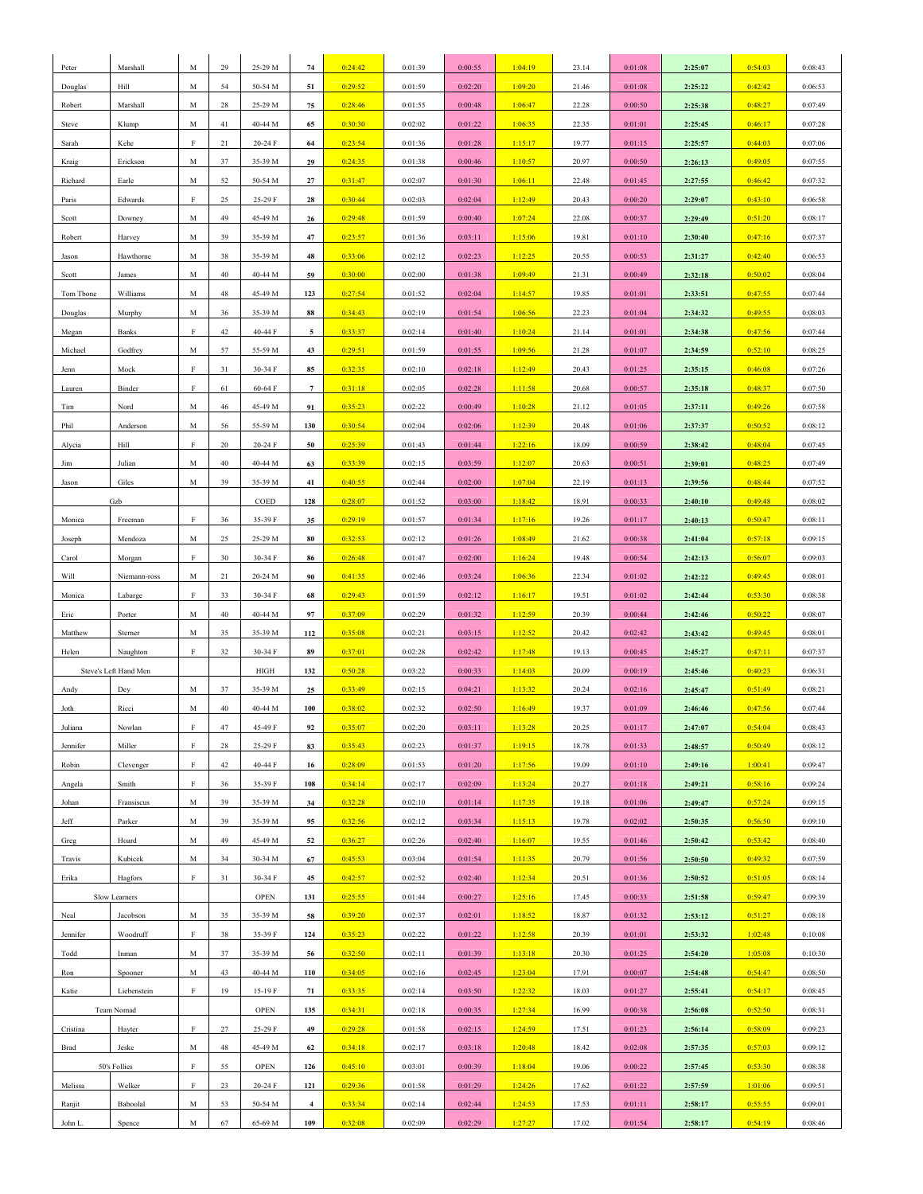| | | | | | | | | | | | | | | |
|---|---|---|---|---|---|---|---|---|---|---|---|---|---|---|
| Peter | Marshall | M | 29 | 25-29 M | 74 | 0:24:42 | 0:01:39 | 0:00:55 | 1:04:19 | 23.14 | 0:01:08 | 2:25:07 | 0:54:03 | 0:08:43 |
| Douglas | Hill | M | 54 | 50-54 M | 51 | 0:29:52 | 0:01:59 | 0:02:20 | 1:09:20 | 21.46 | 0:01:08 | 2:25:22 | 0:42:42 | 0:06:53 |
| Robert | Marshall | M | 28 | 25-29 M | 75 | 0:28:46 | 0:01:55 | 0:00:48 | 1:06:47 | 22.28 | 0:00:50 | 2:25:38 | 0:48:27 | 0:07:49 |
| Steve | Klump | M | 41 | 40-44 M | 65 | 0:30:30 | 0:02:02 | 0:01:22 | 1:06:35 | 22.35 | 0:01:01 | 2:25:45 | 0:46:17 | 0:07:28 |
| Sarah | Kehe | F | 21 | 20-24 F | 64 | 0:23:54 | 0:01:36 | 0:01:28 | 1:15:17 | 19.77 | 0:01:15 | 2:25:57 | 0:44:03 | 0:07:06 |
| Kraig | Erickson | M | 37 | 35-39 M | 29 | 0:24:35 | 0:01:38 | 0:00:46 | 1:10:57 | 20.97 | 0:00:50 | 2:26:13 | 0:49:05 | 0:07:55 |
| Richard | Earle | M | 52 | 50-54 M | 27 | 0:31:47 | 0:02:07 | 0:01:30 | 1:06:11 | 22.48 | 0:01:45 | 2:27:55 | 0:46:42 | 0:07:32 |
| Paris | Edwards | F | 25 | 25-29 F | 28 | 0:30:44 | 0:02:03 | 0:02:04 | 1:12:49 | 20.43 | 0:00:20 | 2:29:07 | 0:43:10 | 0:06:58 |
| Scott | Downey | M | 49 | 45-49 M | 26 | 0:29:48 | 0:01:59 | 0:00:40 | 1:07:24 | 22.08 | 0:00:37 | 2:29:49 | 0:51:20 | 0:08:17 |
| Robert | Harvey | M | 39 | 35-39 M | 47 | 0:23:57 | 0:01:36 | 0:03:11 | 1:15:06 | 19.81 | 0:01:10 | 2:30:40 | 0:47:16 | 0:07:37 |
| Jason | Hawthorne | M | 38 | 35-39 M | 48 | 0:33:06 | 0:02:12 | 0:02:23 | 1:12:25 | 20.55 | 0:00:53 | 2:31:27 | 0:42:40 | 0:06:53 |
| Scott | James | M | 40 | 40-44 M | 59 | 0:30:00 | 0:02:00 | 0:01:38 | 1:09:49 | 21.31 | 0:00:49 | 2:32:18 | 0:50:02 | 0:08:04 |
| Tom Tbone | Williams | M | 48 | 45-49 M | 123 | 0:27:54 | 0:01:52 | 0:02:04 | 1:14:57 | 19.85 | 0:01:01 | 2:33:51 | 0:47:55 | 0:07:44 |
| Douglas | Murphy | M | 36 | 35-39 M | 88 | 0:34:43 | 0:02:19 | 0:01:54 | 1:06:56 | 22.23 | 0:01:04 | 2:34:32 | 0:49:55 | 0:08:03 |
| Megan | Banks | F | 42 | 40-44 F | 5 | 0:33:37 | 0:02:14 | 0:01:40 | 1:10:24 | 21.14 | 0:01:01 | 2:34:38 | 0:47:56 | 0:07:44 |
| Michael | Godfrey | M | 57 | 55-59 M | 43 | 0:29:51 | 0:01:59 | 0:01:55 | 1:09:56 | 21.28 | 0:01:07 | 2:34:59 | 0:52:10 | 0:08:25 |
| Jenn | Mock | F | 31 | 30-34 F | 85 | 0:32:35 | 0:02:10 | 0:02:18 | 1:12:49 | 20.43 | 0:01:25 | 2:35:15 | 0:46:08 | 0:07:26 |
| Lauren | Binder | F | 61 | 60-64 F | 7 | 0:31:18 | 0:02:05 | 0:02:28 | 1:11:58 | 20.68 | 0:00:57 | 2:35:18 | 0:48:37 | 0:07:50 |
| Tim | Nord | M | 46 | 45-49 M | 91 | 0:35:23 | 0:02:22 | 0:00:49 | 1:10:28 | 21.12 | 0:01:05 | 2:37:11 | 0:49:26 | 0:07:58 |
| Phil | Anderson | M | 56 | 55-59 M | 130 | 0:30:54 | 0:02:04 | 0:02:06 | 1:12:39 | 20.48 | 0:01:06 | 2:37:37 | 0:50:52 | 0:08:12 |
| Alycia | Hill | F | 20 | 20-24 F | 50 | 0:25:39 | 0:01:43 | 0:01:44 | 1:22:16 | 18.09 | 0:00:59 | 2:38:42 | 0:48:04 | 0:07:45 |
| Jim | Julian | M | 40 | 40-44 M | 63 | 0:33:39 | 0:02:15 | 0:03:59 | 1:12:07 | 20.63 | 0:00:51 | 2:39:01 | 0:48:25 | 0:07:49 |
| Jason | Giles | M | 39 | 35-39 M | 41 | 0:40:55 | 0:02:44 | 0:02:00 | 1:07:04 | 22.19 | 0:01:13 | 2:39:56 | 0:48:44 | 0:07:52 |
| Gzb | | | | COED | 128 | 0:28:07 | 0:01:52 | 0:03:00 | 1:18:42 | 18.91 | 0:00:33 | 2:40:10 | 0:49:48 | 0:08:02 |
| Monica | Freeman | F | 36 | 35-39 F | 35 | 0:29:19 | 0:01:57 | 0:01:34 | 1:17:16 | 19.26 | 0:01:17 | 2:40:13 | 0:50:47 | 0:08:11 |
| Joseph | Mendoza | M | 25 | 25-29 M | 80 | 0:32:53 | 0:02:12 | 0:01:26 | 1:08:49 | 21.62 | 0:00:38 | 2:41:04 | 0:57:18 | 0:09:15 |
| Carol | Morgan | F | 30 | 30-34 F | 86 | 0:26:48 | 0:01:47 | 0:02:00 | 1:16:24 | 19.48 | 0:00:54 | 2:42:13 | 0:56:07 | 0:09:03 |
| Will | Niemann-ross | M | 21 | 20-24 M | 90 | 0:41:35 | 0:02:46 | 0:03:24 | 1:06:36 | 22.34 | 0:01:02 | 2:42:22 | 0:49:45 | 0:08:01 |
| Monica | Labarge | F | 33 | 30-34 F | 68 | 0:29:43 | 0:01:59 | 0:02:12 | 1:16:17 | 19.51 | 0:01:02 | 2:42:44 | 0:53:30 | 0:08:38 |
| Eric | Porter | M | 40 | 40-44 M | 97 | 0:37:09 | 0:02:29 | 0:01:32 | 1:12:59 | 20.39 | 0:00:44 | 2:42:46 | 0:50:22 | 0:08:07 |
| Matthew | Sterner | M | 35 | 35-39 M | 112 | 0:35:08 | 0:02:21 | 0:03:15 | 1:12:52 | 20.42 | 0:02:42 | 2:43:42 | 0:49:45 | 0:08:01 |
| Helen | Naughton | F | 32 | 30-34 F | 89 | 0:37:01 | 0:02:28 | 0:02:42 | 1:17:48 | 19.13 | 0:00:45 | 2:45:27 | 0:47:11 | 0:07:37 |
| Steve's Left Hand Men | | | | HIGH | 132 | 0:50:28 | 0:03:22 | 0:00:33 | 1:14:03 | 20.09 | 0:00:19 | 2:45:46 | 0:40:23 | 0:06:31 |
| Andy | Dey | M | 37 | 35-39 M | 25 | 0:33:49 | 0:02:15 | 0:04:21 | 1:13:32 | 20.24 | 0:02:16 | 2:45:47 | 0:51:49 | 0:08:21 |
| Joth | Ricci | M | 40 | 40-44 M | 100 | 0:38:02 | 0:02:32 | 0:02:50 | 1:16:49 | 19.37 | 0:01:09 | 2:46:46 | 0:47:56 | 0:07:44 |
| Juliana | Nowlan | F | 47 | 45-49 F | 92 | 0:35:07 | 0:02:20 | 0:03:11 | 1:13:28 | 20.25 | 0:01:17 | 2:47:07 | 0:54:04 | 0:08:43 |
| Jennifer | Miller | F | 28 | 25-29 F | 83 | 0:35:43 | 0:02:23 | 0:01:37 | 1:19:15 | 18.78 | 0:01:33 | 2:48:57 | 0:50:49 | 0:08:12 |
| Robin | Clevenger | F | 42 | 40-44 F | 16 | 0:28:09 | 0:01:53 | 0:01:20 | 1:17:56 | 19.09 | 0:01:10 | 2:49:16 | 1:00:41 | 0:09:47 |
| Angela | Smith | F | 36 | 35-39 F | 108 | 0:34:14 | 0:02:17 | 0:02:09 | 1:13:24 | 20.27 | 0:01:18 | 2:49:21 | 0:58:16 | 0:09:24 |
| Johan | Fransiscus | M | 39 | 35-39 M | 34 | 0:32:28 | 0:02:10 | 0:01:14 | 1:17:35 | 19.18 | 0:01:06 | 2:49:47 | 0:57:24 | 0:09:15 |
| Jeff | Parker | M | 39 | 35-39 M | 95 | 0:32:56 | 0:02:12 | 0:03:34 | 1:15:13 | 19.78 | 0:02:02 | 2:50:35 | 0:56:50 | 0:09:10 |
| Greg | Hoard | M | 49 | 45-49 M | 52 | 0:36:27 | 0:02:26 | 0:02:40 | 1:16:07 | 19.55 | 0:01:46 | 2:50:42 | 0:53:42 | 0:08:40 |
| Travis | Kubicek | M | 34 | 30-34 M | 67 | 0:45:53 | 0:03:04 | 0:01:54 | 1:11:35 | 20.79 | 0:01:56 | 2:50:50 | 0:49:32 | 0:07:59 |
| Erika | Hagfors | F | 31 | 30-34 F | 45 | 0:42:57 | 0:02:52 | 0:02:40 | 1:12:34 | 20.51 | 0:01:36 | 2:50:52 | 0:51:05 | 0:08:14 |
| Slow Learners | | | | OPEN | 131 | 0:25:55 | 0:01:44 | 0:00:27 | 1:25:16 | 17.45 | 0:00:33 | 2:51:58 | 0:59:47 | 0:09:39 |
| Neal | Jacobson | M | 35 | 35-39 M | 58 | 0:39:20 | 0:02:37 | 0:02:01 | 1:18:52 | 18.87 | 0:01:32 | 2:53:12 | 0:51:27 | 0:08:18 |
| Jennifer | Woodruff | F | 38 | 35-39 F | 124 | 0:35:23 | 0:02:22 | 0:01:22 | 1:12:58 | 20.39 | 0:01:01 | 2:53:32 | 1:02:48 | 0:10:08 |
| Todd | Inman | M | 37 | 35-39 M | 56 | 0:32:50 | 0:02:11 | 0:01:39 | 1:13:18 | 20.30 | 0:01:25 | 2:54:20 | 1:05:08 | 0:10:30 |
| Ron | Spooner | M | 43 | 40-44 M | 110 | 0:34:05 | 0:02:16 | 0:02:45 | 1:23:04 | 17.91 | 0:00:07 | 2:54:48 | 0:54:47 | 0:08:50 |
| Katie | Liebenstein | F | 19 | 15-19 F | 71 | 0:33:35 | 0:02:14 | 0:03:50 | 1:22:32 | 18.03 | 0:01:27 | 2:55:41 | 0:54:17 | 0:08:45 |
| Team Nomad | | | | OPEN | 135 | 0:34:31 | 0:02:18 | 0:00:35 | 1:27:34 | 16.99 | 0:00:38 | 2:56:08 | 0:52:50 | 0:08:31 |
| Cristina | Hayter | F | 27 | 25-29 F | 49 | 0:29:28 | 0:01:58 | 0:02:15 | 1:24:59 | 17.51 | 0:01:23 | 2:56:14 | 0:58:09 | 0:09:23 |
| Brad | Jeske | M | 48 | 45-49 M | 62 | 0:34:18 | 0:02:17 | 0:03:18 | 1:20:48 | 18.42 | 0:02:08 | 2:57:35 | 0:57:03 | 0:09:12 |
| 50's Follies | | F | 55 | OPEN | 126 | 0:45:10 | 0:03:01 | 0:00:39 | 1:18:04 | 19.06 | 0:00:22 | 2:57:45 | 0:53:30 | 0:08:38 |
| Melissa | Welker | F | 23 | 20-24 F | 121 | 0:29:36 | 0:01:58 | 0:01:29 | 1:24:26 | 17.62 | 0:01:22 | 2:57:59 | 1:01:06 | 0:09:51 |
| Ranjit | Baboolal | M | 53 | 50-54 M | 4 | 0:33:34 | 0:02:14 | 0:02:44 | 1:24:53 | 17.53 | 0:01:11 | 2:58:17 | 0:55:55 | 0:09:01 |
| John L. | Spence | M | 67 | 65-69 M | 109 | 0:32:08 | 0:02:09 | 0:02:29 | 1:27:27 | 17.02 | 0:01:54 | 2:58:17 | 0:54:19 | 0:08:46 |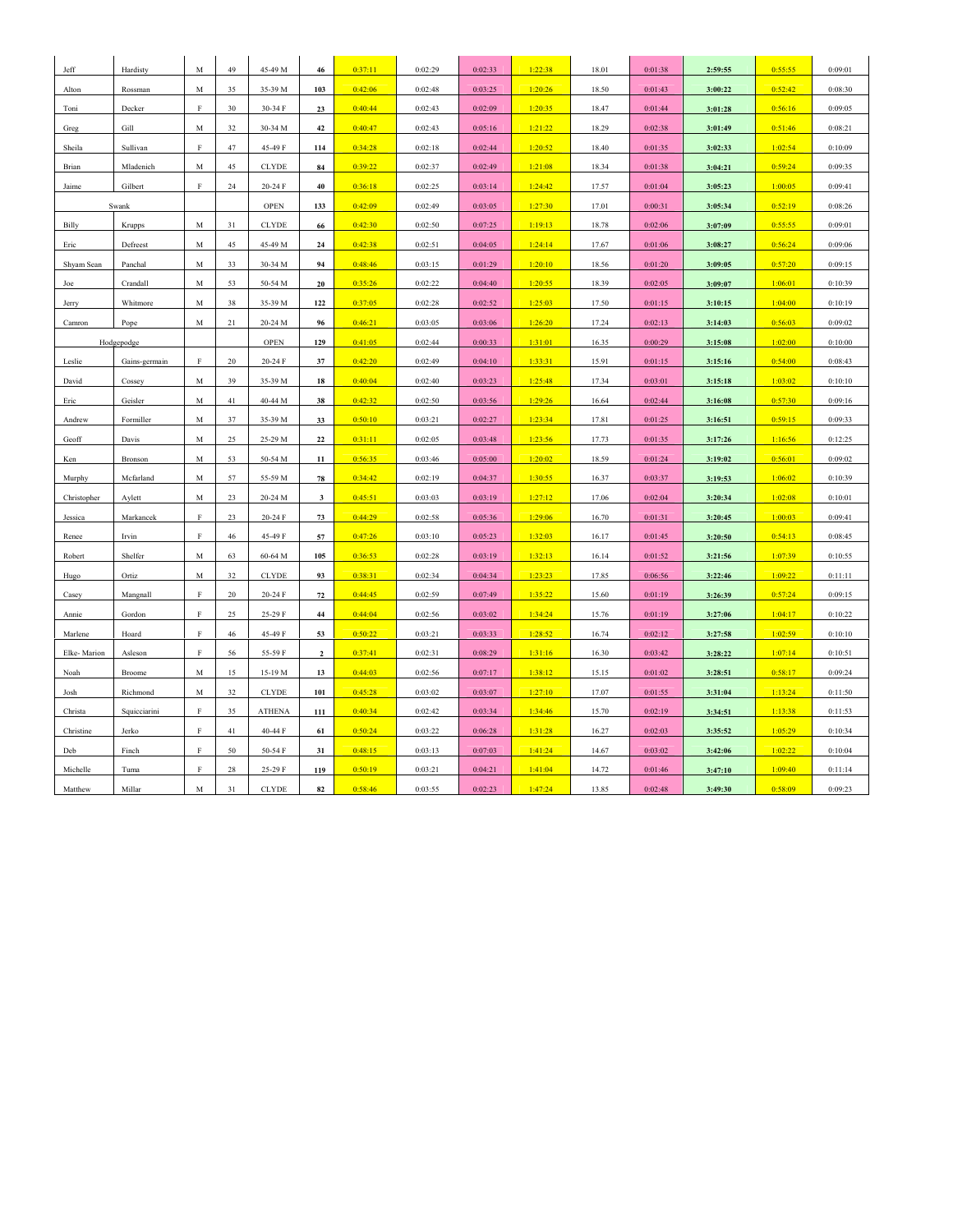| | | | | | | | | | | | | | | |
|---|---|---|---|---|---|---|---|---|---|---|---|---|---|---|
| Jeff | Hardisty | M | 49 | 45-49 M | 46 | 0:37:11 | 0:02:29 | 0:02:33 | 1:22:38 | 18.01 | 0:01:38 | 2:59:55 | 0:55:55 | 0:09:01 |
| Alton | Rossman | M | 35 | 35-39 M | 103 | 0:42:06 | 0:02:48 | 0:03:25 | 1:20:26 | 18.50 | 0:01:43 | 3:00:22 | 0:52:42 | 0:08:30 |
| Toni | Decker | F | 30 | 30-34 F | 23 | 0:40:44 | 0:02:43 | 0:02:09 | 1:20:35 | 18.47 | 0:01:44 | 3:01:28 | 0:56:16 | 0:09:05 |
| Greg | Gill | M | 32 | 30-34 M | 42 | 0:40:47 | 0:02:43 | 0:05:16 | 1:21:22 | 18.29 | 0:02:38 | 3:01:49 | 0:51:46 | 0:08:21 |
| Sheila | Sullivan | F | 47 | 45-49 F | 114 | 0:34:28 | 0:02:18 | 0:02:44 | 1:20:52 | 18.40 | 0:01:35 | 3:02:33 | 1:02:54 | 0:10:09 |
| Brian | Mladenich | M | 45 | CLYDE | 84 | 0:39:22 | 0:02:37 | 0:02:49 | 1:21:08 | 18.34 | 0:01:38 | 3:04:21 | 0:59:24 | 0:09:35 |
| Jaime | Gilbert | F | 24 | 20-24 F | 40 | 0:36:18 | 0:02:25 | 0:03:14 | 1:24:42 | 17.57 | 0:01:04 | 3:05:23 | 1:00:05 | 0:09:41 |
| Swank | | | | OPEN | 133 | 0:42:09 | 0:02:49 | 0:03:05 | 1:27:30 | 17.01 | 0:00:31 | 3:05:34 | 0:52:19 | 0:08:26 |
| Billy | Krupps | M | 31 | CLYDE | 66 | 0:42:30 | 0:02:50 | 0:07:25 | 1:19:13 | 18.78 | 0:02:06 | 3:07:09 | 0:55:55 | 0:09:01 |
| Eric | Defreest | M | 45 | 45-49 M | 24 | 0:42:38 | 0:02:51 | 0:04:05 | 1:24:14 | 17.67 | 0:01:06 | 3:08:27 | 0:56:24 | 0:09:06 |
| Shyam Sean | Panchal | M | 33 | 30-34 M | 94 | 0:48:46 | 0:03:15 | 0:01:29 | 1:20:10 | 18.56 | 0:01:20 | 3:09:05 | 0:57:20 | 0:09:15 |
| Joe | Crandall | M | 53 | 50-54 M | 20 | 0:35:26 | 0:02:22 | 0:04:40 | 1:20:55 | 18.39 | 0:02:05 | 3:09:07 | 1:06:01 | 0:10:39 |
| Jerry | Whitmore | M | 38 | 35-39 M | 122 | 0:37:05 | 0:02:28 | 0:02:52 | 1:25:03 | 17.50 | 0:01:15 | 3:10:15 | 1:04:00 | 0:10:19 |
| Camron | Pope | M | 21 | 20-24 M | 96 | 0:46:21 | 0:03:05 | 0:03:06 | 1:26:20 | 17.24 | 0:02:13 | 3:14:03 | 0:56:03 | 0:09:02 |
| Hodgepodge | | | | OPEN | 129 | 0:41:05 | 0:02:44 | 0:00:33 | 1:31:01 | 16.35 | 0:00:29 | 3:15:08 | 1:02:00 | 0:10:00 |
| Leslie | Gains-germain | F | 20 | 20-24 F | 37 | 0:42:20 | 0:02:49 | 0:04:10 | 1:33:31 | 15.91 | 0:01:15 | 3:15:16 | 0:54:00 | 0:08:43 |
| David | Cossey | M | 39 | 35-39 M | 18 | 0:40:04 | 0:02:40 | 0:03:23 | 1:25:48 | 17.34 | 0:03:01 | 3:15:18 | 1:03:02 | 0:10:10 |
| Eric | Geisler | M | 41 | 40-44 M | 38 | 0:42:32 | 0:02:50 | 0:03:56 | 1:29:26 | 16.64 | 0:02:44 | 3:16:08 | 0:57:30 | 0:09:16 |
| Andrew | Formiller | M | 37 | 35-39 M | 33 | 0:50:10 | 0:03:21 | 0:02:27 | 1:23:34 | 17.81 | 0:01:25 | 3:16:51 | 0:59:15 | 0:09:33 |
| Geoff | Davis | M | 25 | 25-29 M | 22 | 0:31:11 | 0:02:05 | 0:03:48 | 1:23:56 | 17.73 | 0:01:35 | 3:17:26 | 1:16:56 | 0:12:25 |
| Ken | Bronson | M | 53 | 50-54 M | 11 | 0:56:35 | 0:03:46 | 0:05:00 | 1:20:02 | 18.59 | 0:01:24 | 3:19:02 | 0:56:01 | 0:09:02 |
| Murphy | Mcfarland | M | 57 | 55-59 M | 78 | 0:34:42 | 0:02:19 | 0:04:37 | 1:30:55 | 16.37 | 0:03:37 | 3:19:53 | 1:06:02 | 0:10:39 |
| Christopher | Aylett | M | 23 | 20-24 M | 3 | 0:45:51 | 0:03:03 | 0:03:19 | 1:27:12 | 17.06 | 0:02:04 | 3:20:34 | 1:02:08 | 0:10:01 |
| Jessica | Markancek | F | 23 | 20-24 F | 73 | 0:44:29 | 0:02:58 | 0:05:36 | 1:29:06 | 16.70 | 0:01:31 | 3:20:45 | 1:00:03 | 0:09:41 |
| Renee | Irvin | F | 46 | 45-49 F | 57 | 0:47:26 | 0:03:10 | 0:05:23 | 1:32:03 | 16.17 | 0:01:45 | 3:20:50 | 0:54:13 | 0:08:45 |
| Robert | Shelfer | M | 63 | 60-64 M | 105 | 0:36:53 | 0:02:28 | 0:03:19 | 1:32:13 | 16.14 | 0:01:52 | 3:21:56 | 1:07:39 | 0:10:55 |
| Hugo | Ortiz | M | 32 | CLYDE | 93 | 0:38:31 | 0:02:34 | 0:04:34 | 1:23:23 | 17.85 | 0:06:56 | 3:22:46 | 1:09:22 | 0:11:11 |
| Casey | Mangnall | F | 20 | 20-24 F | 72 | 0:44:45 | 0:02:59 | 0:07:49 | 1:35:22 | 15.60 | 0:01:19 | 3:26:39 | 0:57:24 | 0:09:15 |
| Annie | Gordon | F | 25 | 25-29 F | 44 | 0:44:04 | 0:02:56 | 0:03:02 | 1:34:24 | 15.76 | 0:01:19 | 3:27:06 | 1:04:17 | 0:10:22 |
| Marlene | Hoard | F | 46 | 45-49 F | 53 | 0:50:22 | 0:03:21 | 0:03:33 | 1:28:52 | 16.74 | 0:02:12 | 3:27:58 | 1:02:59 | 0:10:10 |
| Elke- Marion | Asleson | F | 56 | 55-59 F | 2 | 0:37:41 | 0:02:31 | 0:08:29 | 1:31:16 | 16.30 | 0:03:42 | 3:28:22 | 1:07:14 | 0:10:51 |
| Noah | Broome | M | 15 | 15-19 M | 13 | 0:44:03 | 0:02:56 | 0:07:17 | 1:38:12 | 15.15 | 0:01:02 | 3:28:51 | 0:58:17 | 0:09:24 |
| Josh | Richmond | M | 32 | CLYDE | 101 | 0:45:28 | 0:03:02 | 0:03:07 | 1:27:10 | 17.07 | 0:01:55 | 3:31:04 | 1:13:24 | 0:11:50 |
| Christa | Squicciarini | F | 35 | ATHENA | 111 | 0:40:34 | 0:02:42 | 0:03:34 | 1:34:46 | 15.70 | 0:02:19 | 3:34:51 | 1:13:38 | 0:11:53 |
| Christine | Jerko | F | 41 | 40-44 F | 61 | 0:50:24 | 0:03:22 | 0:06:28 | 1:31:28 | 16.27 | 0:02:03 | 3:35:52 | 1:05:29 | 0:10:34 |
| Deb | Finch | F | 50 | 50-54 F | 31 | 0:48:15 | 0:03:13 | 0:07:03 | 1:41:24 | 14.67 | 0:03:02 | 3:42:06 | 1:02:22 | 0:10:04 |
| Michelle | Tuma | F | 28 | 25-29 F | 119 | 0:50:19 | 0:03:21 | 0:04:21 | 1:41:04 | 14.72 | 0:01:46 | 3:47:10 | 1:09:40 | 0:11:14 |
| Matthew | Millar | M | 31 | CLYDE | 82 | 0:58:46 | 0:03:55 | 0:02:23 | 1:47:24 | 13.85 | 0:02:48 | 3:49:30 | 0:58:09 | 0:09:23 |